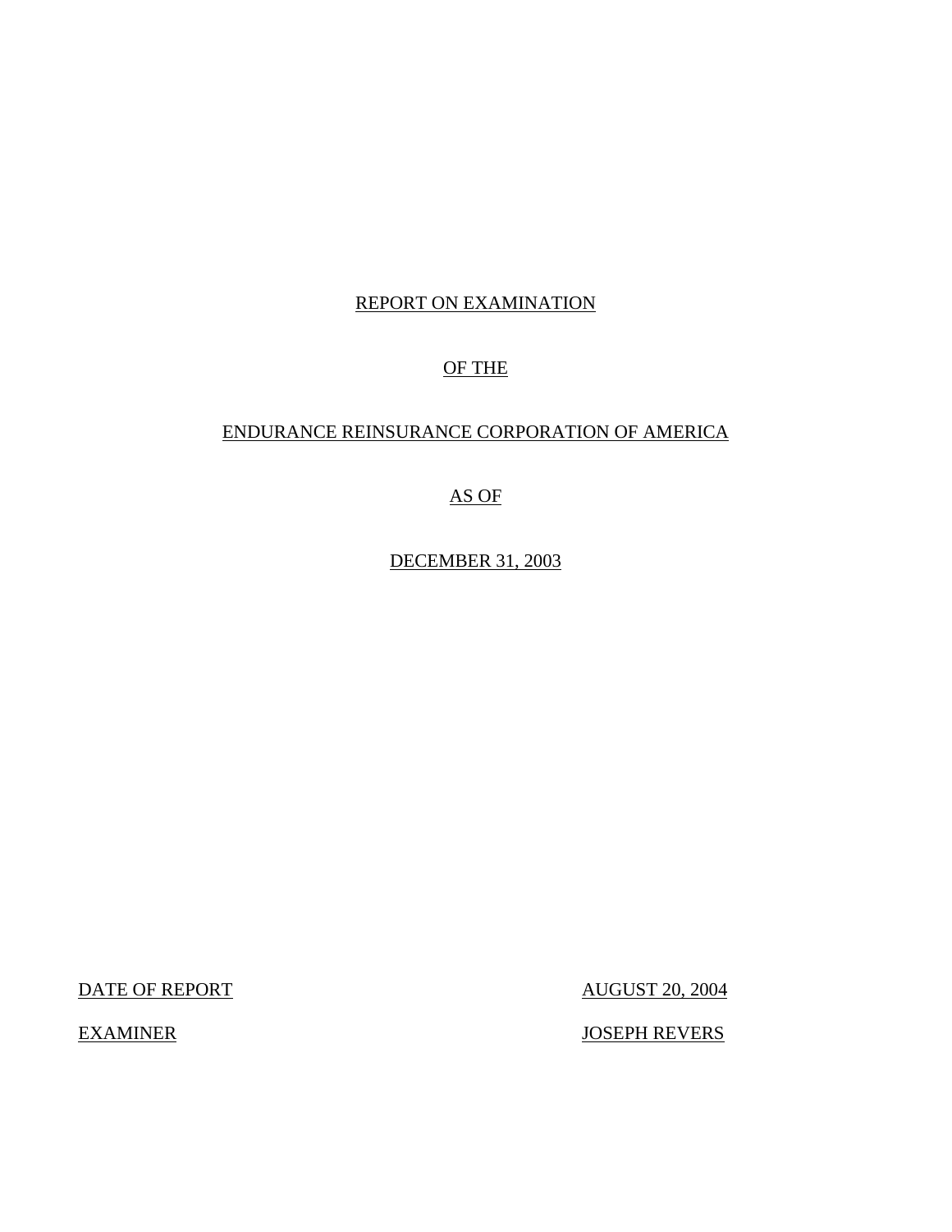# REPORT ON EXAMINATION

# OF THE

# ENDURANCE REINSURANCE CORPORATION OF AMERICA

# AS OF

# DECEMBER 31, 2003

| | |
|---|---|
| DATE OF REPORT | AUGUST 20, 2004 |
| EXAMINER | JOSEPH REVERS |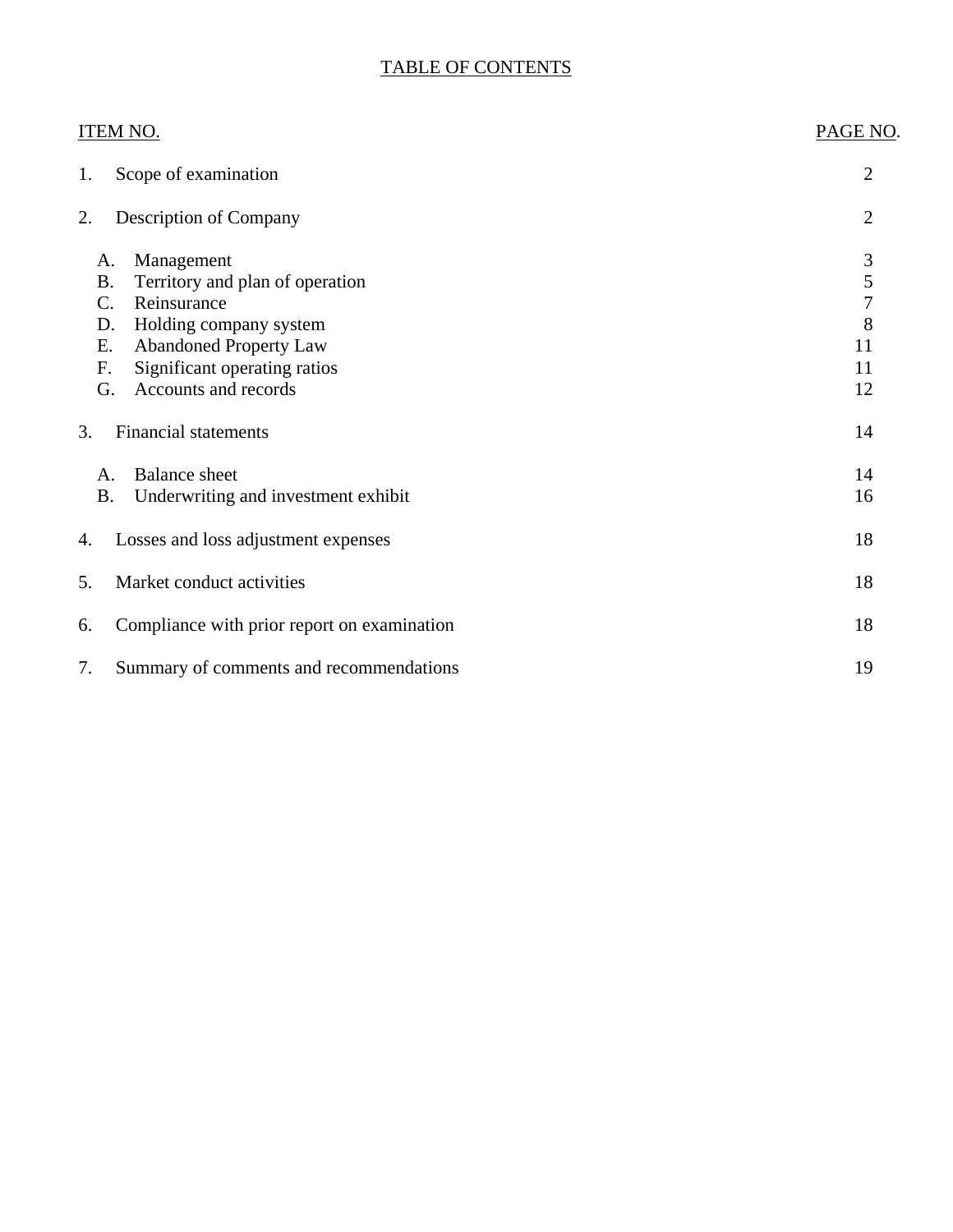# TABLE OF CONTENTS

| ITEM NO. | | PAGE NO. |
|---|---|---|
| 1. | Scope of examination | 2 |
| 2. | Description of Company | 2 |
| | A. Management | 3 |
| | B. Territory and plan of operation | 5 |
| | C. Reinsurance | 7 |
| | D. Holding company system | 8 |
| | E. Abandoned Property Law | 11 |
| | F. Significant operating ratios | 11 |
| | G. Accounts and records | 12 |
| 3. | Financial statements | 14 |
| | A. Balance sheet | 14 |
| | B. Underwriting and investment exhibit | 16 |
| 4. | Losses and loss adjustment expenses | 18 |
| 5. | Market conduct activities | 18 |
| 6. | Compliance with prior report on examination | 18 |
| 7. | Summary of comments and recommendations | 19 |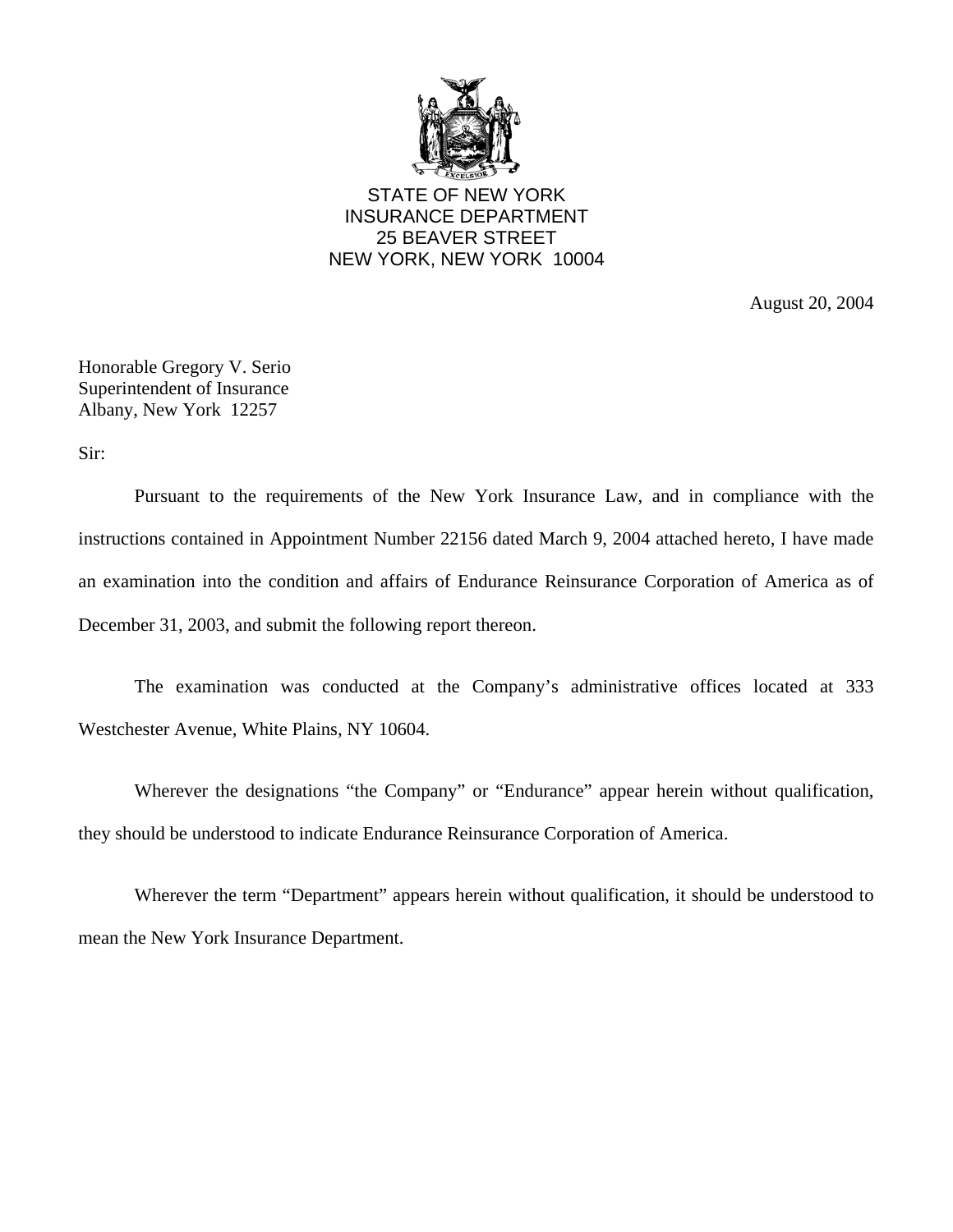STATE OF NEW YORK
INSURANCE DEPARTMENT
25 BEAVER STREET
NEW YORK, NEW YORK 10004

August 20, 2004

Honorable Gregory V. Serio
Superintendent of Insurance
Albany, New York 12257

Sir:

Pursuant to the requirements of the New York Insurance Law, and in compliance with the instructions contained in Appointment Number 22156 dated March 9, 2004 attached hereto, I have made an examination into the condition and affairs of Endurance Reinsurance Corporation of America as of December 31, 2003, and submit the following report thereon.

The examination was conducted at the Company's administrative offices located at 333 Westchester Avenue, White Plains, NY 10604.

Wherever the designations "the Company" or "Endurance" appear herein without qualification, they should be understood to indicate Endurance Reinsurance Corporation of America.

Wherever the term "Department" appears herein without qualification, it should be understood to mean the New York Insurance Department.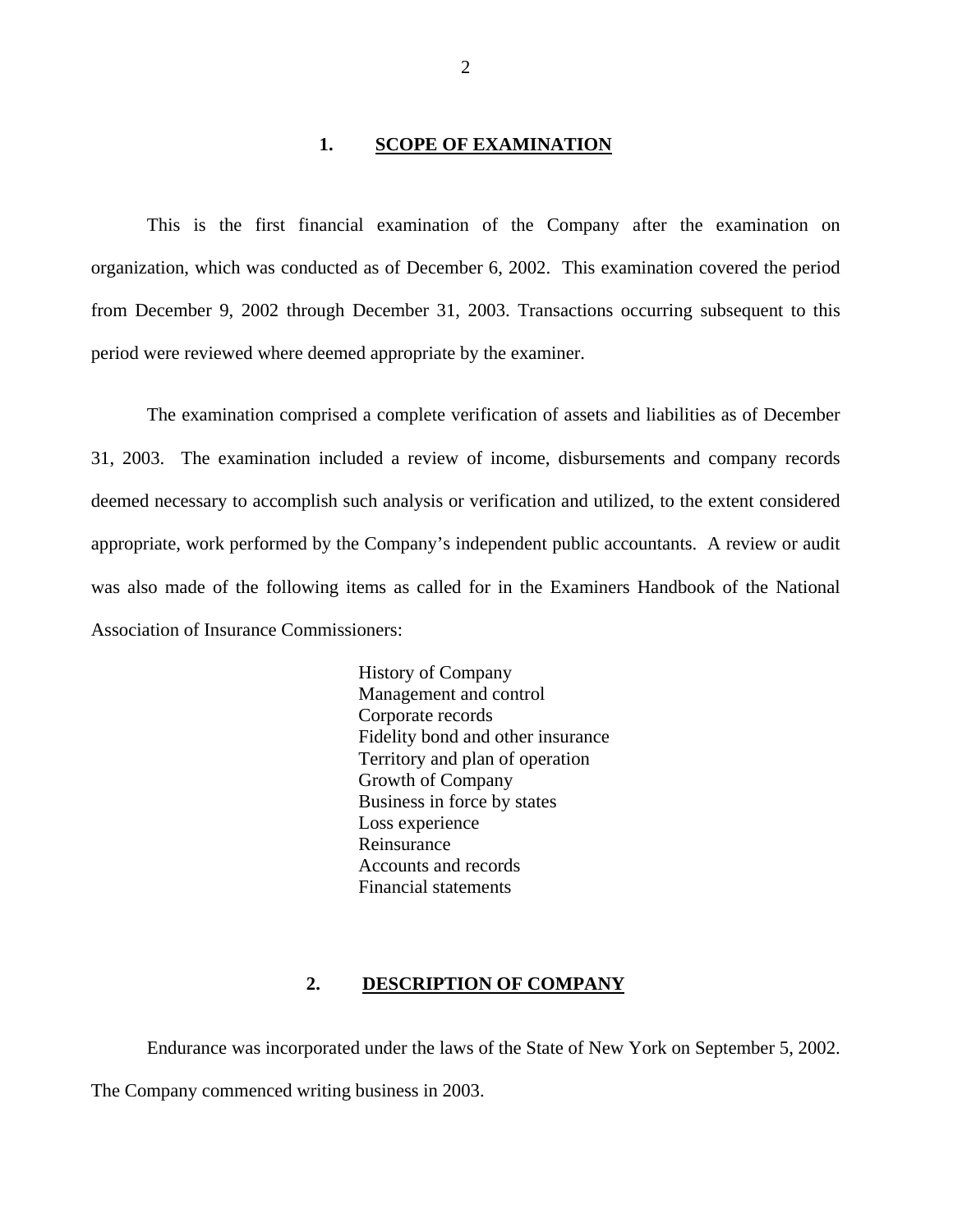## 1. SCOPE OF EXAMINATION

This is the first financial examination of the Company after the examination on organization, which was conducted as of December 6, 2002. This examination covered the period from December 9, 2002 through December 31, 2003. Transactions occurring subsequent to this period were reviewed where deemed appropriate by the examiner.

The examination comprised a complete verification of assets and liabilities as of December 31, 2003. The examination included a review of income, disbursements and company records deemed necessary to accomplish such analysis or verification and utilized, to the extent considered appropriate, work performed by the Company's independent public accountants. A review or audit was also made of the following items as called for in the Examiners Handbook of the National Association of Insurance Commissioners:

- History of Company
- Management and control
- Corporate records
- Fidelity bond and other insurance
- Territory and plan of operation
- Growth of Company
- Business in force by states
- Loss experience
- Reinsurance
- Accounts and records
- Financial statements

## 2. DESCRIPTION OF COMPANY

Endurance was incorporated under the laws of the State of New York on September 5, 2002. The Company commenced writing business in 2003.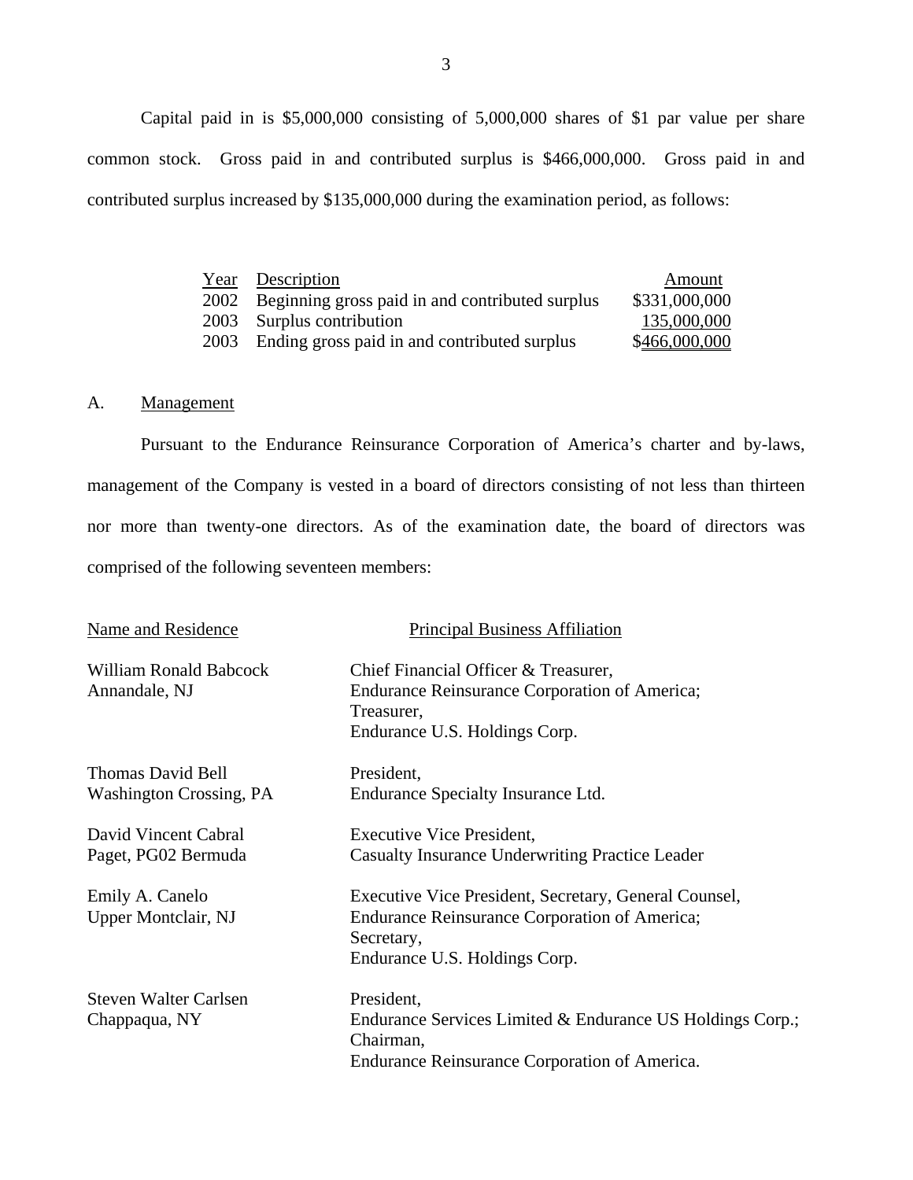Capital paid in is $5,000,000 consisting of 5,000,000 shares of $1 par value per share common stock. Gross paid in and contributed surplus is $466,000,000. Gross paid in and contributed surplus increased by $135,000,000 during the examination period, as follows:

| Year | Description | Amount |
|---|---|---|
| 2002 | Beginning gross paid in and contributed surplus | $331,000,000 |
| 2003 | Surplus contribution | 135,000,000 |
| 2003 | Ending gross paid in and contributed surplus | $466,000,000 |

## A. Management

Pursuant to the Endurance Reinsurance Corporation of America's charter and by-laws, management of the Company is vested in a board of directors consisting of not less than thirteen nor more than twenty-one directors. As of the examination date, the board of directors was comprised of the following seventeen members:

| Name and Residence | Principal Business Affiliation |
|---|---|
| William Ronald Babcock<br>Annandale, NJ | Chief Financial Officer & Treasurer,<br>Endurance Reinsurance Corporation of America;<br>Treasurer,<br>Endurance U.S. Holdings Corp. |
| Thomas David Bell<br>Washington Crossing, PA | President,<br>Endurance Specialty Insurance Ltd. |
| David Vincent Cabral<br>Paget, PG02 Bermuda | Executive Vice President,<br>Casualty Insurance Underwriting Practice Leader |
| Emily A. Canelo<br>Upper Montclair, NJ | Executive Vice President, Secretary, General Counsel,<br>Endurance Reinsurance Corporation of America;<br>Secretary,<br>Endurance U.S. Holdings Corp. |
| Steven Walter Carlsen<br>Chappaqua, NY | President,<br>Endurance Services Limited & Endurance US Holdings Corp.;<br>Chairman,<br>Endurance Reinsurance Corporation of America. |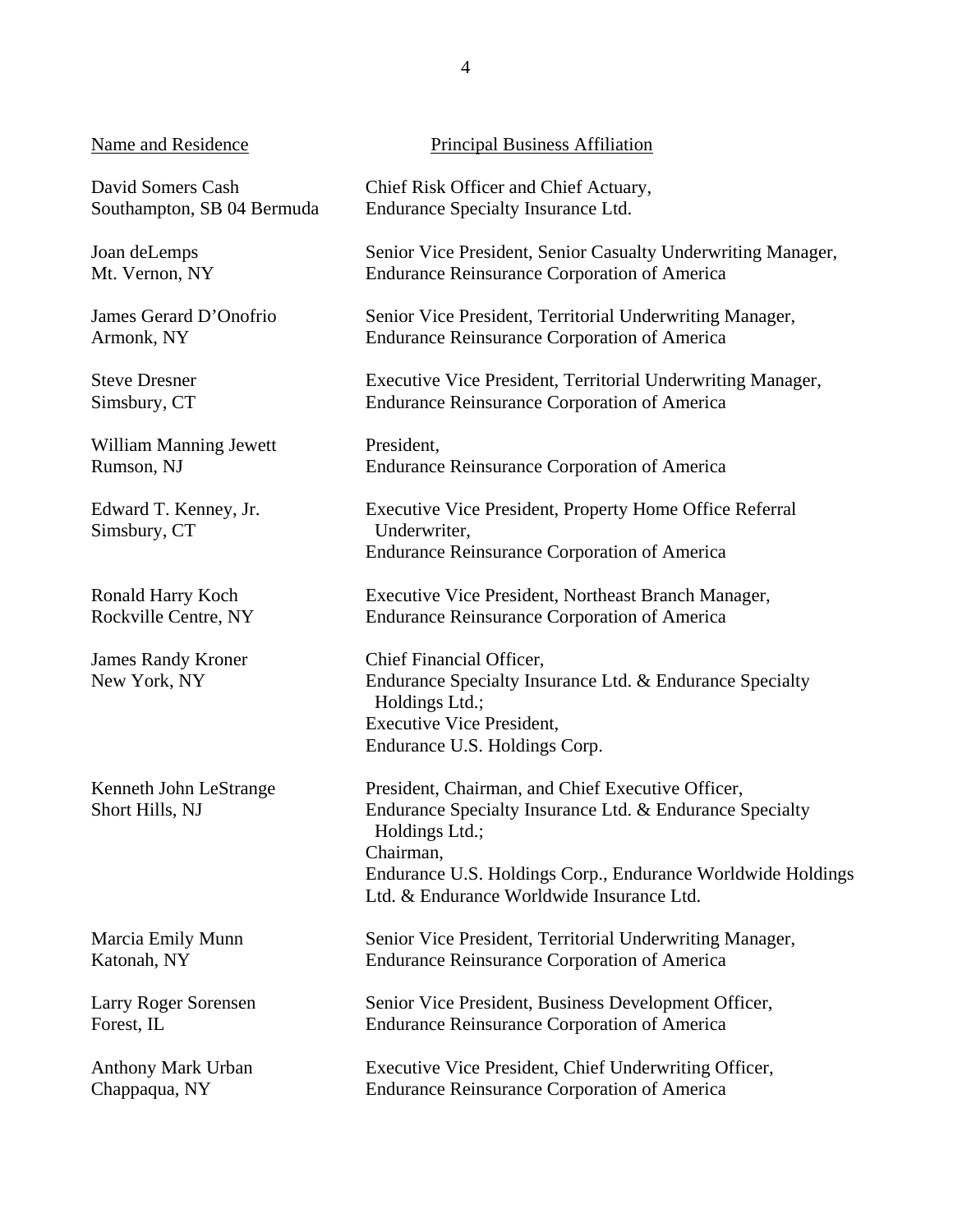| Name and Residence | Principal Business Affiliation |
|---|---|
| David Somers Cash<br>Southampton, SB 04 Bermuda | Chief Risk Officer and Chief Actuary,<br>Endurance Specialty Insurance Ltd. |
| Joan deLemps<br>Mt. Vernon, NY | Senior Vice President, Senior Casualty Underwriting Manager,<br>Endurance Reinsurance Corporation of America |
| James Gerard D'Onofrio<br>Armonk, NY | Senior Vice President, Territorial Underwriting Manager,<br>Endurance Reinsurance Corporation of America |
| Steve Dresner<br>Simsbury, CT | Executive Vice President, Territorial Underwriting Manager,<br>Endurance Reinsurance Corporation of America |
| William Manning Jewett<br>Rumson, NJ | President,<br>Endurance Reinsurance Corporation of America |
| Edward T. Kenney, Jr.<br>Simsbury, CT | Executive Vice President, Property Home Office Referral Underwriter,<br>Endurance Reinsurance Corporation of America |
| Ronald Harry Koch<br>Rockville Centre, NY | Executive Vice President, Northeast Branch Manager,<br>Endurance Reinsurance Corporation of America |
| James Randy Kroner<br>New York, NY | Chief Financial Officer,<br>Endurance Specialty Insurance Ltd. & Endurance Specialty Holdings Ltd.;<br>Executive Vice President,<br>Endurance U.S. Holdings Corp. |
| Kenneth John LeStrange<br>Short Hills, NJ | President, Chairman, and Chief Executive Officer,<br>Endurance Specialty Insurance Ltd. & Endurance Specialty Holdings Ltd.;<br>Chairman,<br>Endurance U.S. Holdings Corp., Endurance Worldwide Holdings Ltd. & Endurance Worldwide Insurance Ltd. |
| Marcia Emily Munn<br>Katonah, NY | Senior Vice President, Territorial Underwriting Manager,<br>Endurance Reinsurance Corporation of America |
| Larry Roger Sorensen<br>Forest, IL | Senior Vice President, Business Development Officer,<br>Endurance Reinsurance Corporation of America |
| Anthony Mark Urban<br>Chappaqua, NY | Executive Vice President, Chief Underwriting Officer,<br>Endurance Reinsurance Corporation of America |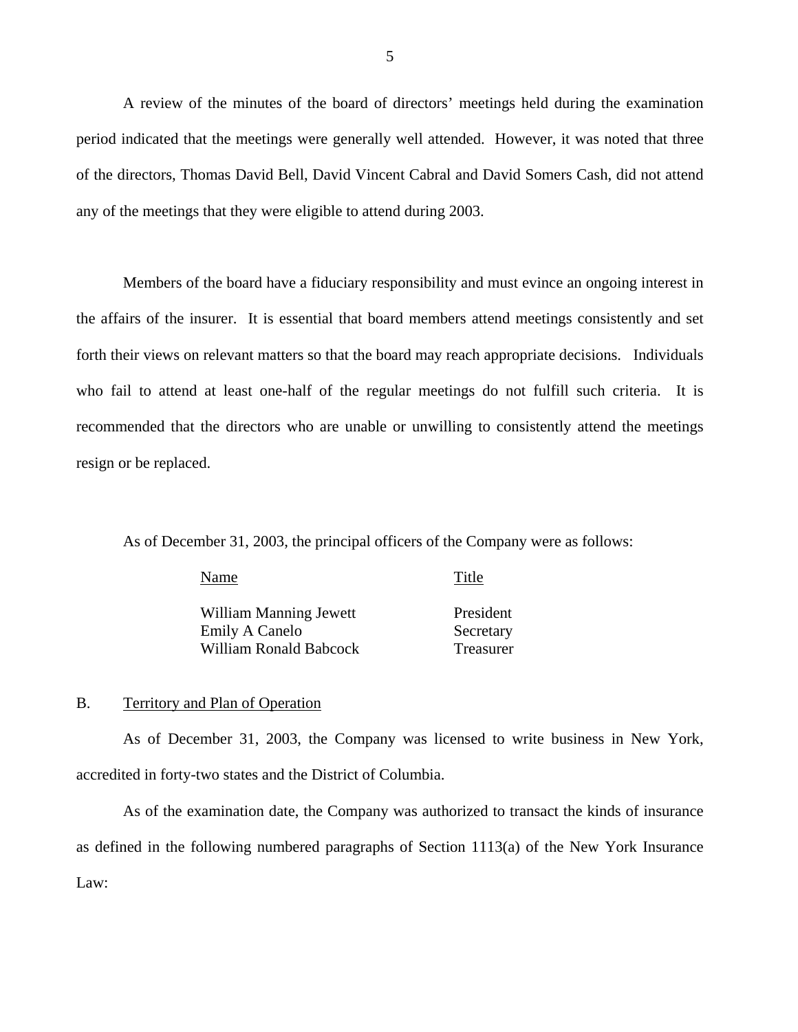A review of the minutes of the board of directors' meetings held during the examination period indicated that the meetings were generally well attended. However, it was noted that three of the directors, Thomas David Bell, David Vincent Cabral and David Somers Cash, did not attend any of the meetings that they were eligible to attend during 2003.

Members of the board have a fiduciary responsibility and must evince an ongoing interest in the affairs of the insurer. It is essential that board members attend meetings consistently and set forth their views on relevant matters so that the board may reach appropriate decisions. Individuals who fail to attend at least one-half of the regular meetings do not fulfill such criteria. It is recommended that the directors who are unable or unwilling to consistently attend the meetings resign or be replaced.

As of December 31, 2003, the principal officers of the Company were as follows:

| Name | Title |
| --- | --- |
| William Manning Jewett | President |
| Emily A Canelo | Secretary |
| William Ronald Babcock | Treasurer |

## B. Territory and Plan of Operation

As of December 31, 2003, the Company was licensed to write business in New York, accredited in forty-two states and the District of Columbia.

As of the examination date, the Company was authorized to transact the kinds of insurance as defined in the following numbered paragraphs of Section 1113(a) of the New York Insurance Law: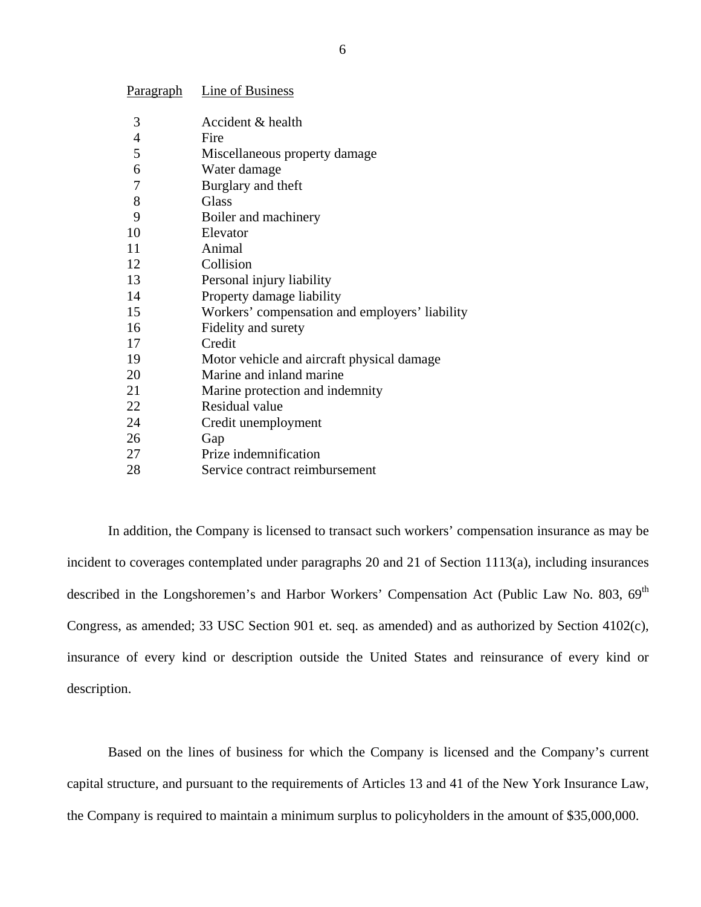| Paragraph | Line of Business |
|---|---|
| 3 | Accident & health |
| 4 | Fire |
| 5 | Miscellaneous property damage |
| 6 | Water damage |
| 7 | Burglary and theft |
| 8 | Glass |
| 9 | Boiler and machinery |
| 10 | Elevator |
| 11 | Animal |
| 12 | Collision |
| 13 | Personal injury liability |
| 14 | Property damage liability |
| 15 | Workers' compensation and employers' liability |
| 16 | Fidelity and surety |
| 17 | Credit |
| 19 | Motor vehicle and aircraft physical damage |
| 20 | Marine and inland marine |
| 21 | Marine protection and indemnity |
| 22 | Residual value |
| 24 | Credit unemployment |
| 26 | Gap |
| 27 | Prize indemnification |
| 28 | Service contract reimbursement |

In addition, the Company is licensed to transact such workers' compensation insurance as may be incident to coverages contemplated under paragraphs 20 and 21 of Section 1113(a), including insurances described in the Longshoremen's and Harbor Workers' Compensation Act (Public Law No. 803, 69th Congress, as amended; 33 USC Section 901 et. seq. as amended) and as authorized by Section 4102(c), insurance of every kind or description outside the United States and reinsurance of every kind or description.

Based on the lines of business for which the Company is licensed and the Company's current capital structure, and pursuant to the requirements of Articles 13 and 41 of the New York Insurance Law, the Company is required to maintain a minimum surplus to policyholders in the amount of $35,000,000.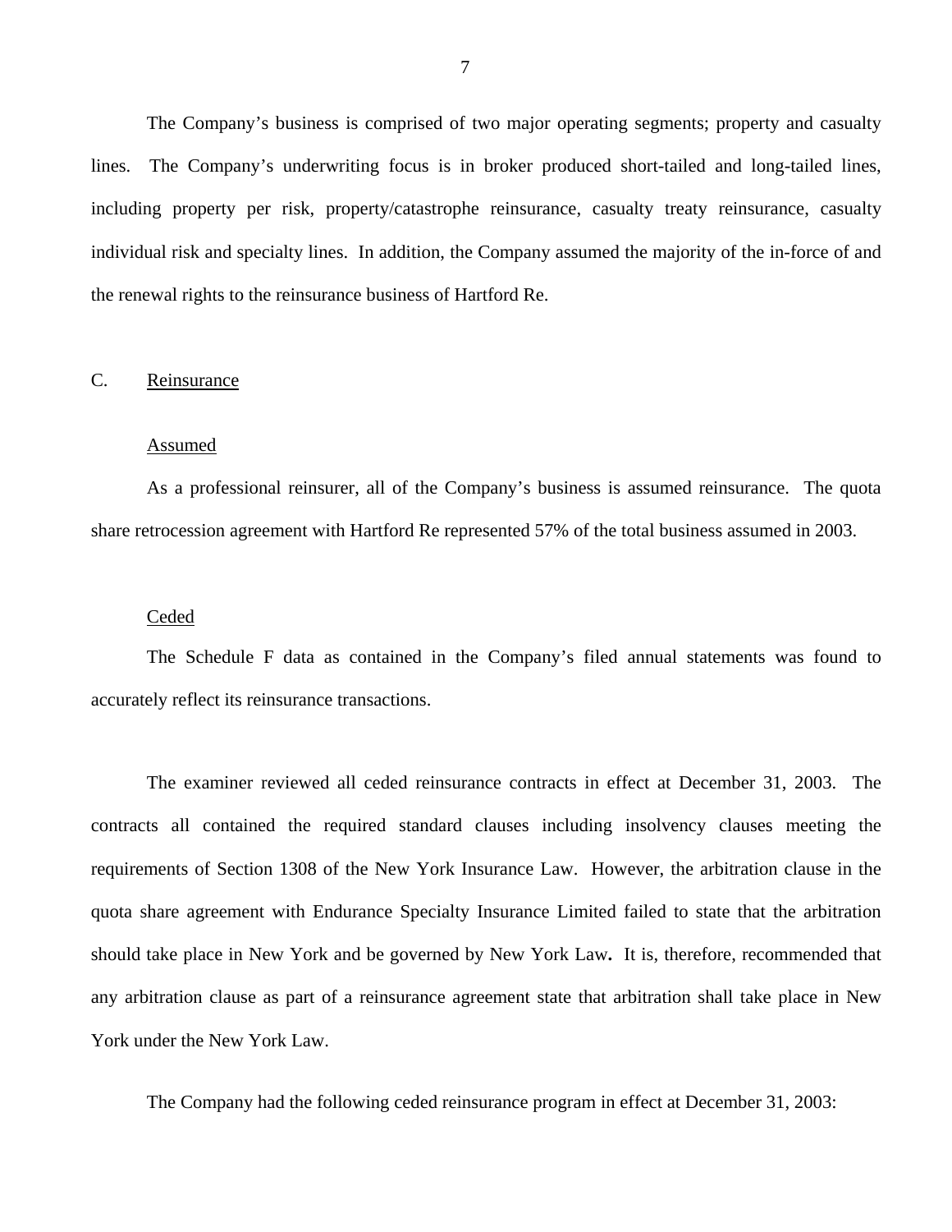The Company's business is comprised of two major operating segments; property and casualty lines. The Company's underwriting focus is in broker produced short-tailed and long-tailed lines, including property per risk, property/catastrophe reinsurance, casualty treaty reinsurance, casualty individual risk and specialty lines. In addition, the Company assumed the majority of the in-force of and the renewal rights to the reinsurance business of Hartford Re.

## C. Reinsurance

### Assumed

As a professional reinsurer, all of the Company's business is assumed reinsurance. The quota share retrocession agreement with Hartford Re represented 57% of the total business assumed in 2003.

### Ceded

The Schedule F data as contained in the Company's filed annual statements was found to accurately reflect its reinsurance transactions.

The examiner reviewed all ceded reinsurance contracts in effect at December 31, 2003. The contracts all contained the required standard clauses including insolvency clauses meeting the requirements of Section 1308 of the New York Insurance Law. However, the arbitration clause in the quota share agreement with Endurance Specialty Insurance Limited failed to state that the arbitration should take place in New York and be governed by New York Law**.** It is, therefore, recommended that any arbitration clause as part of a reinsurance agreement state that arbitration shall take place in New York under the New York Law.

The Company had the following ceded reinsurance program in effect at December 31, 2003: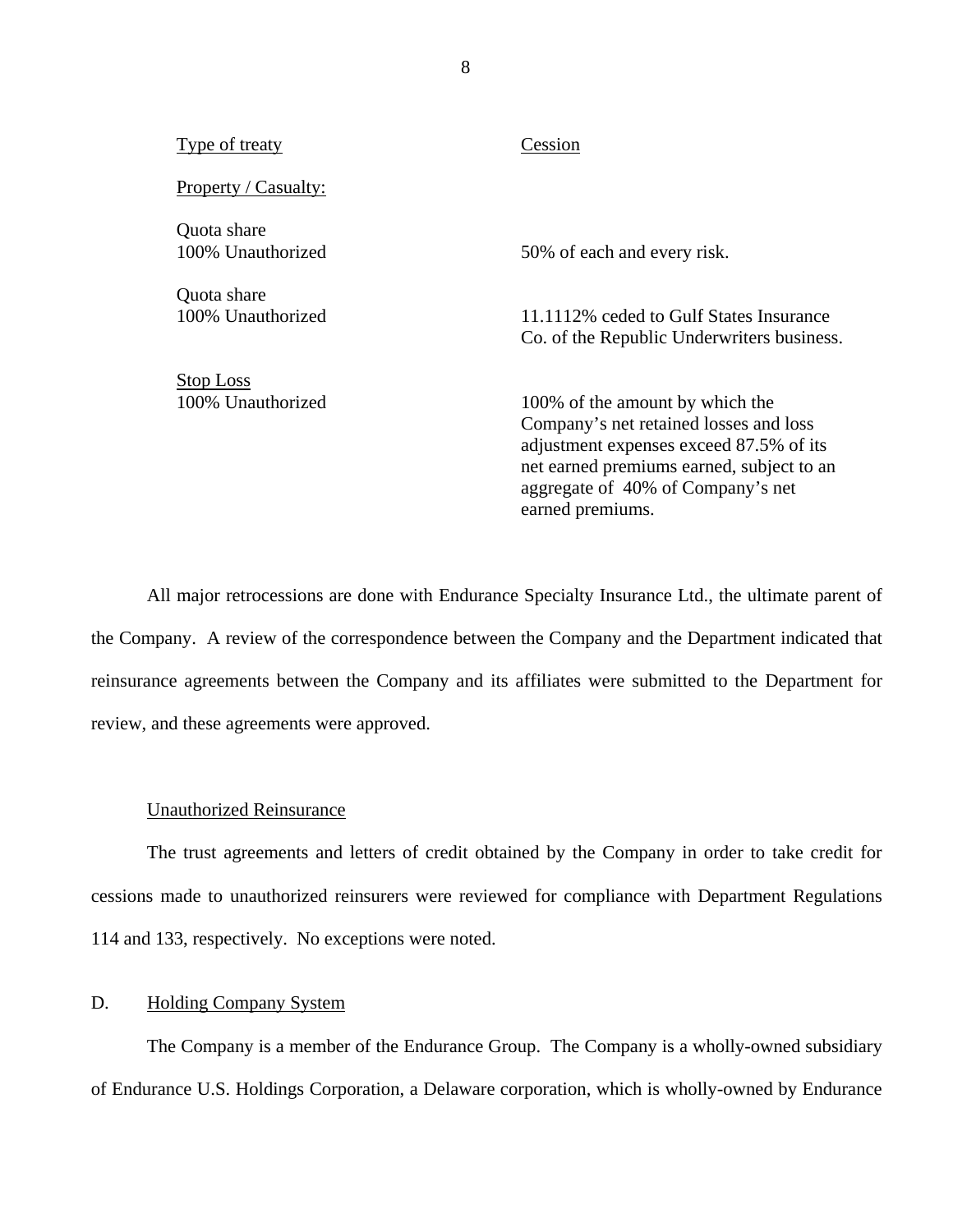| Type of treaty | Cession |
|---|---|
| Property / Casualty: | |
| Quota share<br>100% Unauthorized | 50% of each and every risk. |
| Quota share<br>100% Unauthorized | 11.1112% ceded to Gulf States Insurance Co. of the Republic Underwriters business. |
| Stop Loss<br>100% Unauthorized | 100% of the amount by which the Company's net retained losses and loss adjustment expenses exceed 87.5% of its net earned premiums earned, subject to an aggregate of 40% of Company's net earned premiums. |

All major retrocessions are done with Endurance Specialty Insurance Ltd., the ultimate parent of the Company. A review of the correspondence between the Company and the Department indicated that reinsurance agreements between the Company and its affiliates were submitted to the Department for review, and these agreements were approved.

Unauthorized Reinsurance

The trust agreements and letters of credit obtained by the Company in order to take credit for cessions made to unauthorized reinsurers were reviewed for compliance with Department Regulations 114 and 133, respectively. No exceptions were noted.

## D. Holding Company System

The Company is a member of the Endurance Group. The Company is a wholly-owned subsidiary of Endurance U.S. Holdings Corporation, a Delaware corporation, which is wholly-owned by Endurance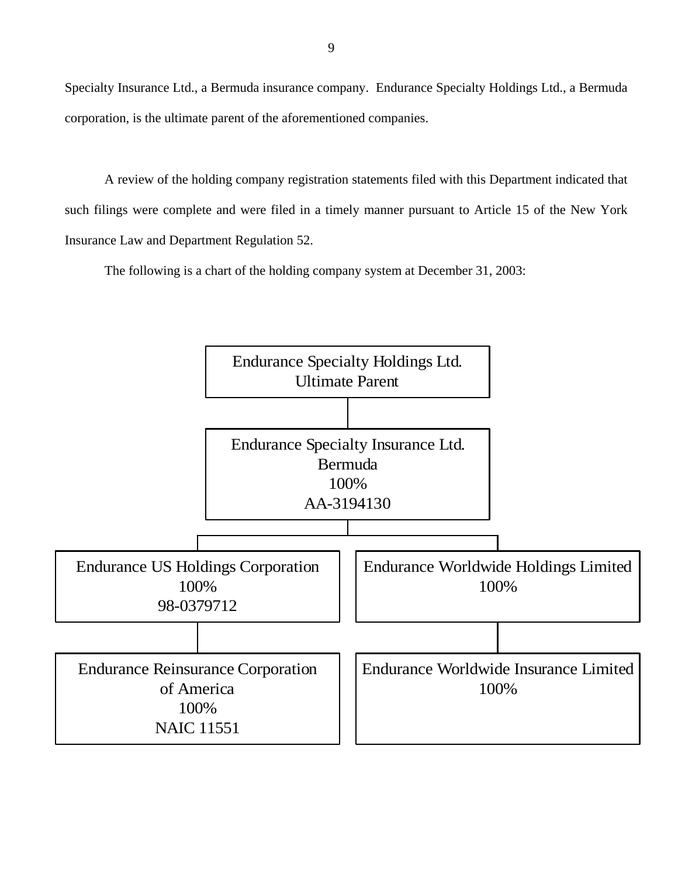Specialty Insurance Ltd., a Bermuda insurance company. Endurance Specialty Holdings Ltd., a Bermuda corporation, is the ultimate parent of the aforementioned companies.

A review of the holding company registration statements filed with this Department indicated that such filings were complete and were filed in a timely manner pursuant to Article 15 of the New York Insurance Law and Department Regulation 52.

The following is a chart of the holding company system at December 31, 2003:

- **Endurance Specialty Holdings Ltd.** — Ultimate Parent
  - **Endurance Specialty Insurance Ltd.** — Bermuda, 100%, AA-3194130
    - **Endurance US Holdings Corporation** — 100%, 98-0379712
      - **Endurance Reinsurance Corporation of America** — 100%, NAIC 11551
    - **Endurance Worldwide Holdings Limited** — 100%
      - **Endurance Worldwide Insurance Limited** — 100%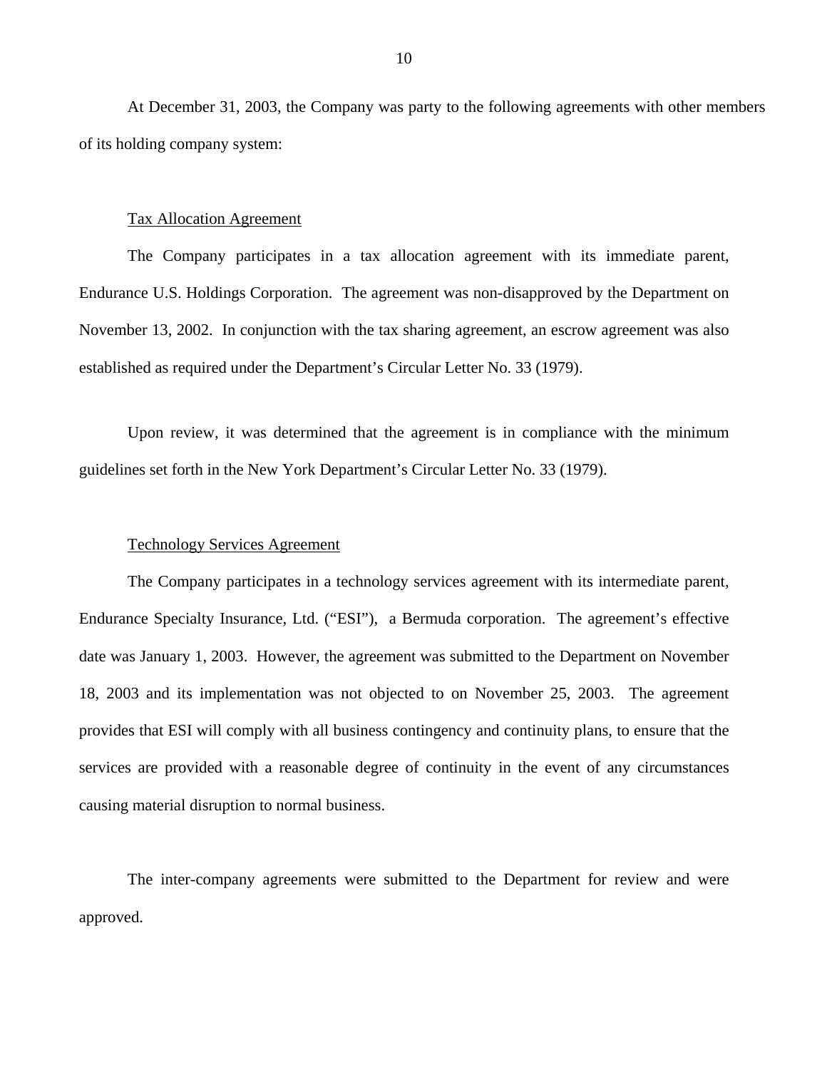At December 31, 2003, the Company was party to the following agreements with other members of its holding company system:

Tax Allocation Agreement

The Company participates in a tax allocation agreement with its immediate parent, Endurance U.S. Holdings Corporation. The agreement was non-disapproved by the Department on November 13, 2002. In conjunction with the tax sharing agreement, an escrow agreement was also established as required under the Department's Circular Letter No. 33 (1979).

Upon review, it was determined that the agreement is in compliance with the minimum guidelines set forth in the New York Department's Circular Letter No. 33 (1979).

Technology Services Agreement

The Company participates in a technology services agreement with its intermediate parent, Endurance Specialty Insurance, Ltd. ("ESI"), a Bermuda corporation. The agreement's effective date was January 1, 2003. However, the agreement was submitted to the Department on November 18, 2003 and its implementation was not objected to on November 25, 2003. The agreement provides that ESI will comply with all business contingency and continuity plans, to ensure that the services are provided with a reasonable degree of continuity in the event of any circumstances causing material disruption to normal business.

The inter-company agreements were submitted to the Department for review and were approved.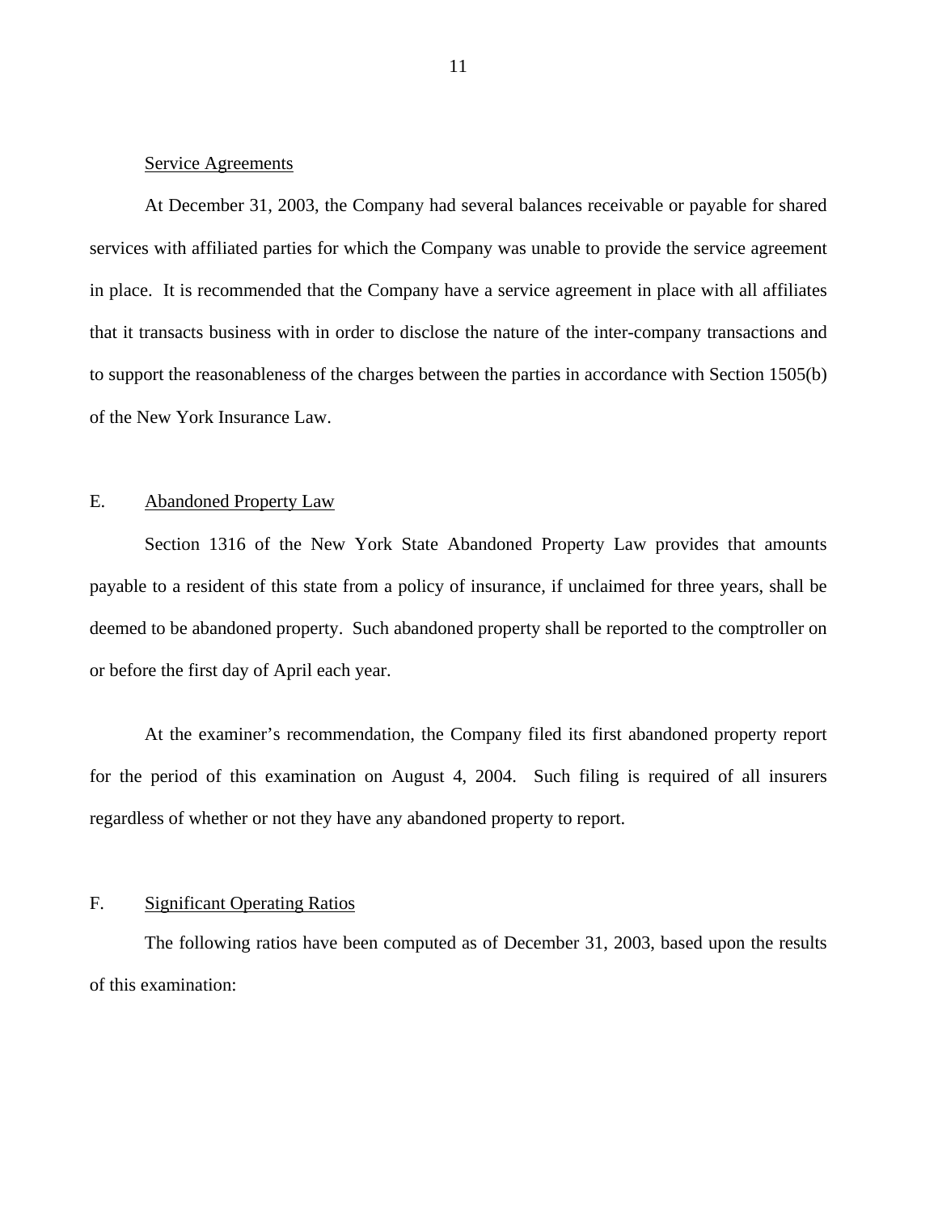Service Agreements

At December 31, 2003, the Company had several balances receivable or payable for shared services with affiliated parties for which the Company was unable to provide the service agreement in place. It is recommended that the Company have a service agreement in place with all affiliates that it transacts business with in order to disclose the nature of the inter-company transactions and to support the reasonableness of the charges between the parties in accordance with Section 1505(b) of the New York Insurance Law.

## E. Abandoned Property Law

Section 1316 of the New York State Abandoned Property Law provides that amounts payable to a resident of this state from a policy of insurance, if unclaimed for three years, shall be deemed to be abandoned property. Such abandoned property shall be reported to the comptroller on or before the first day of April each year.

At the examiner's recommendation, the Company filed its first abandoned property report for the period of this examination on August 4, 2004. Such filing is required of all insurers regardless of whether or not they have any abandoned property to report.

## F. Significant Operating Ratios

The following ratios have been computed as of December 31, 2003, based upon the results of this examination: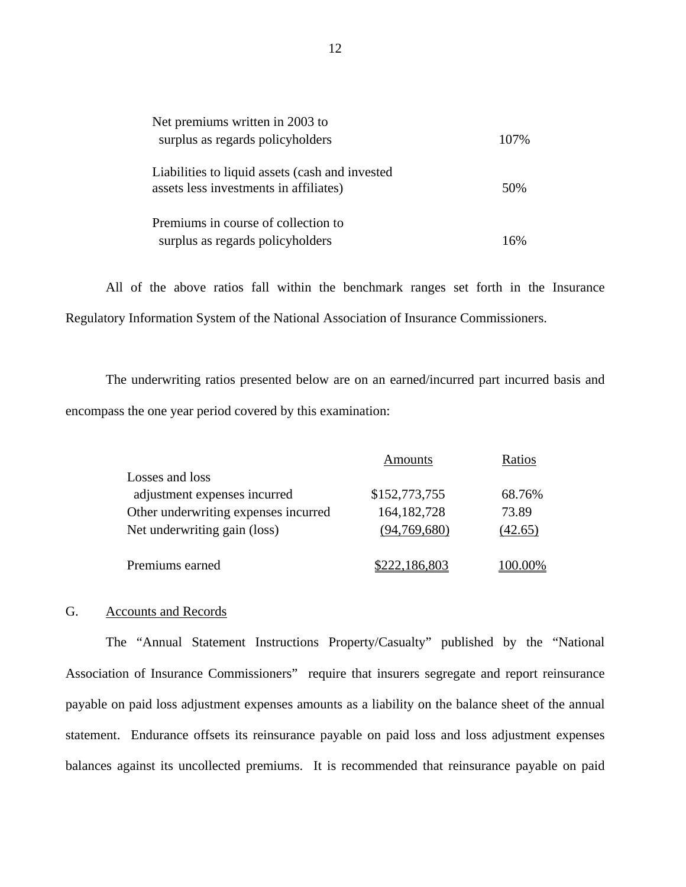| | |
|---|---|
| Net premiums written in 2003 to surplus as regards policyholders | 107% |
| Liabilities to liquid assets (cash and invested assets less investments in affiliates) | 50% |
| Premiums in course of collection to surplus as regards policyholders | 16% |

All of the above ratios fall within the benchmark ranges set forth in the Insurance Regulatory Information System of the National Association of Insurance Commissioners.

The underwriting ratios presented below are on an earned/incurred part incurred basis and encompass the one year period covered by this examination:

| | Amounts | Ratios |
|---|---|---|
| Losses and loss adjustment expenses incurred | $152,773,755 | 68.76% |
| Other underwriting expenses incurred | 164,182,728 | 73.89 |
| Net underwriting gain (loss) | (94,769,680) | (42.65) |
| Premiums earned | $222,186,803 | 100.00% |

G. Accounts and Records

The "Annual Statement Instructions Property/Casualty" published by the "National Association of Insurance Commissioners" require that insurers segregate and report reinsurance payable on paid loss adjustment expenses amounts as a liability on the balance sheet of the annual statement. Endurance offsets its reinsurance payable on paid loss and loss adjustment expenses balances against its uncollected premiums. It is recommended that reinsurance payable on paid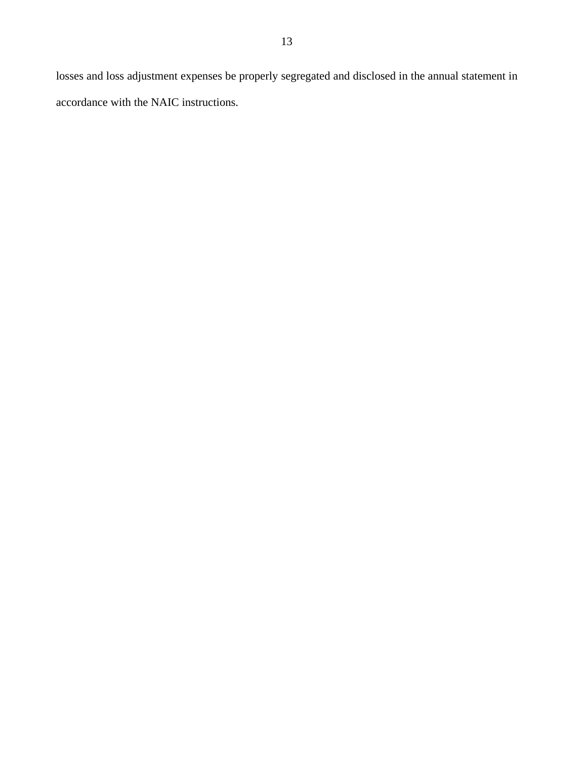losses and loss adjustment expenses be properly segregated and disclosed in the annual statement in accordance with the NAIC instructions.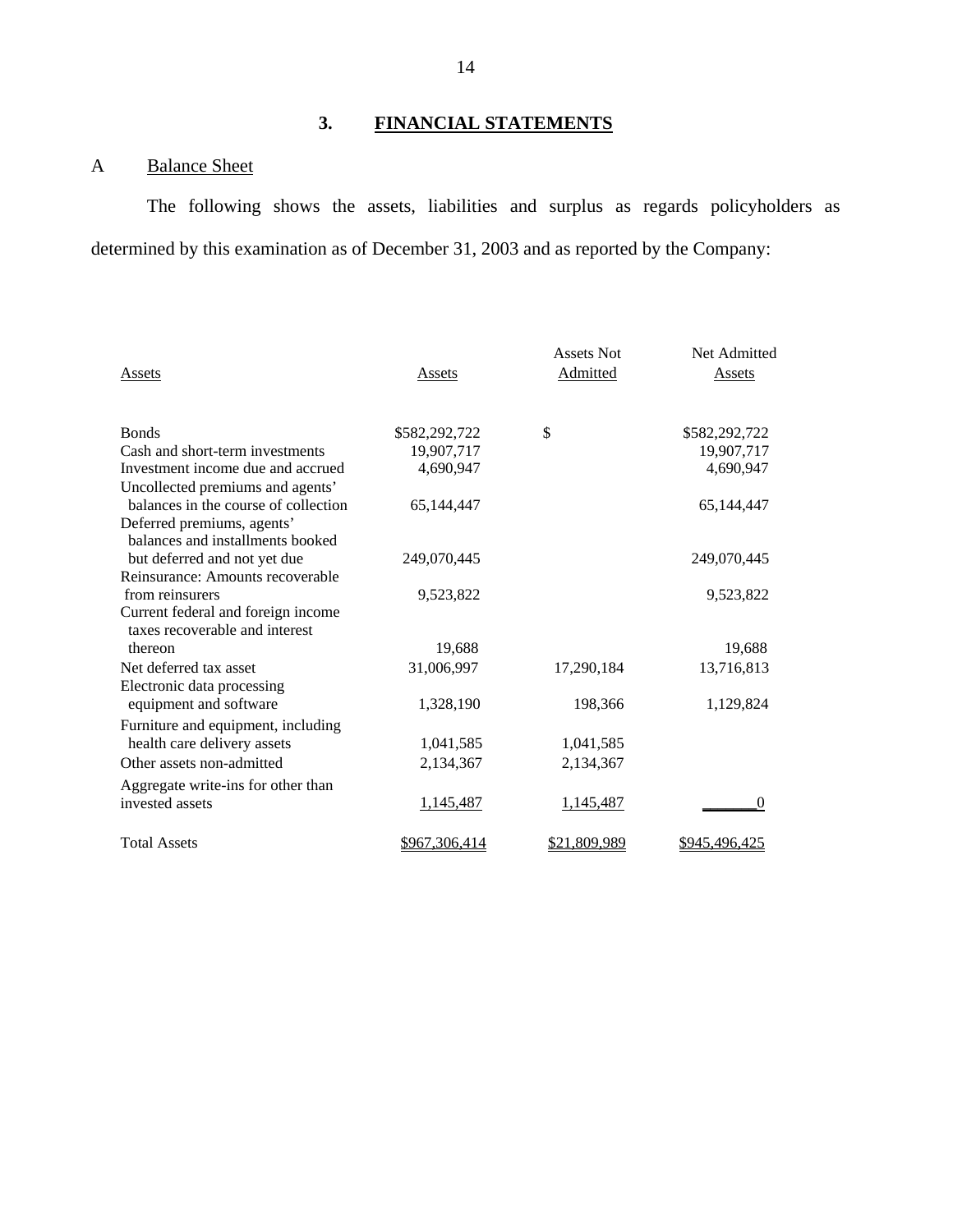## 3. FINANCIAL STATEMENTS

### A Balance Sheet

The following shows the assets, liabilities and surplus as regards policyholders as determined by this examination as of December 31, 2003 and as reported by the Company:

| Assets | Assets | Assets Not Admitted | Net Admitted Assets |
|---|---|---|---|
| Bonds | $582,292,722 | $ | $582,292,722 |
| Cash and short-term investments | 19,907,717 | | 19,907,717 |
| Investment income due and accrued | 4,690,947 | | 4,690,947 |
| Uncollected premiums and agents' balances in the course of collection | 65,144,447 | | 65,144,447 |
| Deferred premiums, agents' balances and installments booked but deferred and not yet due | 249,070,445 | | 249,070,445 |
| Reinsurance: Amounts recoverable from reinsurers | 9,523,822 | | 9,523,822 |
| Current federal and foreign income taxes recoverable and interest thereon | 19,688 | | 19,688 |
| Net deferred tax asset | 31,006,997 | 17,290,184 | 13,716,813 |
| Electronic data processing equipment and software | 1,328,190 | 198,366 | 1,129,824 |
| Furniture and equipment, including health care delivery assets | 1,041,585 | 1,041,585 | |
| Other assets non-admitted | 2,134,367 | 2,134,367 | |
| Aggregate write-ins for other than invested assets | 1,145,487 | 1,145,487 | 0 |
| Total Assets | $967,306,414 | $21,809,989 | $945,496,425 |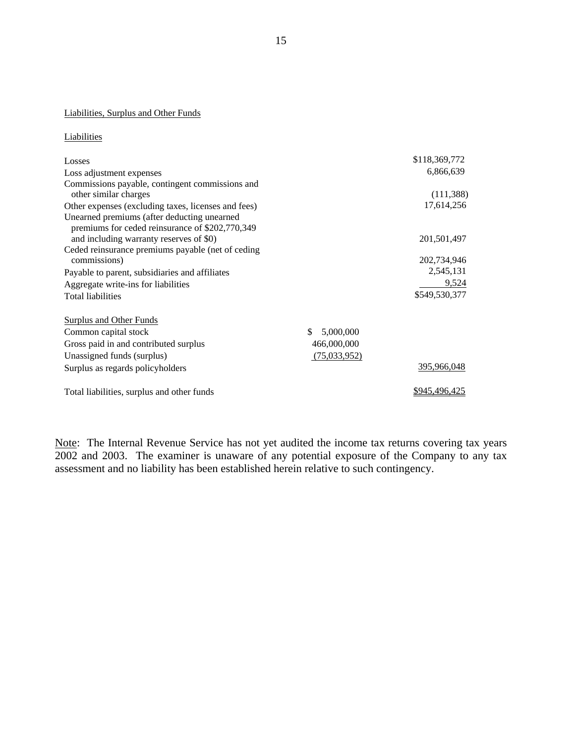Liabilities, Surplus and Other Funds

Liabilities

| | | |
|---|---|---|
| Losses | | $118,369,772 |
| Loss adjustment expenses | | 6,866,639 |
| Commissions payable, contingent commissions and other similar charges | | (111,388) |
| Other expenses (excluding taxes, licenses and fees) | | 17,614,256 |
| Unearned premiums (after deducting unearned premiums for ceded reinsurance of $202,770,349 and including warranty reserves of $0) | | 201,501,497 |
| Ceded reinsurance premiums payable (net of ceding commissions) | | 202,734,946 |
| Payable to parent, subsidiaries and affiliates | | 2,545,131 |
| Aggregate write-ins for liabilities | | 9,524 |
| Total liabilities | | $549,530,377 |
| | | |
| Surplus and Other Funds | | |
| Common capital stock | $ 5,000,000 | |
| Gross paid in and contributed surplus | 466,000,000 | |
| Unassigned funds (surplus) | (75,033,952) | |
| Surplus as regards policyholders | | 395,966,048 |
| | | |
| Total liabilities, surplus and other funds | | $945,496,425 |

Note: The Internal Revenue Service has not yet audited the income tax returns covering tax years 2002 and 2003. The examiner is unaware of any potential exposure of the Company to any tax assessment and no liability has been established herein relative to such contingency.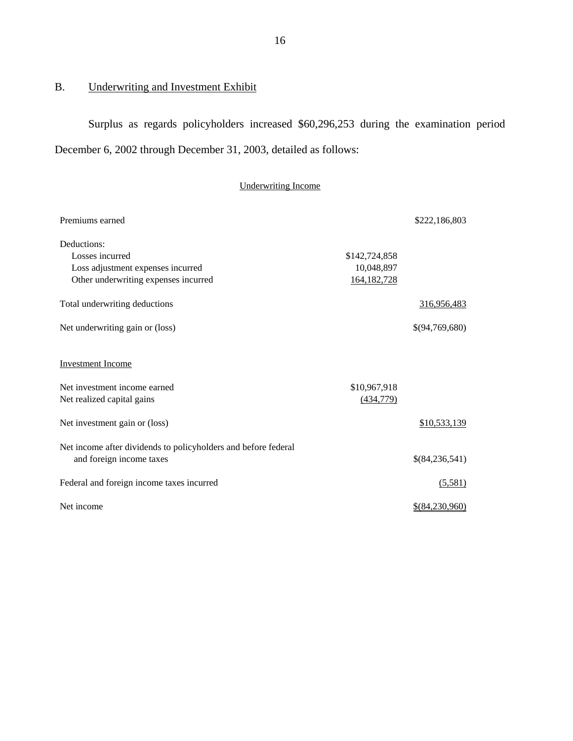## B. Underwriting and Investment Exhibit

Surplus as regards policyholders increased $60,296,253 during the examination period December 6, 2002 through December 31, 2003, detailed as follows:

| Underwriting Income | | |
|---|---|---|
| Premiums earned | | $222,186,803 |
| Deductions: | | |
| Losses incurred | $142,724,858 | |
| Loss adjustment expenses incurred | 10,048,897 | |
| Other underwriting expenses incurred | 164,182,728 | |
| Total underwriting deductions | | 316,956,483 |
| Net underwriting gain or (loss) | | $(94,769,680) |
| **Investment Income** | | |
| Net investment income earned | $10,967,918 | |
| Net realized capital gains | (434,779) | |
| Net investment gain or (loss) | | $10,533,139 |
| Net income after dividends to policyholders and before federal and foreign income taxes | | $(84,236,541) |
| Federal and foreign income taxes incurred | | (5,581) |
| Net income | | $(84,230,960) |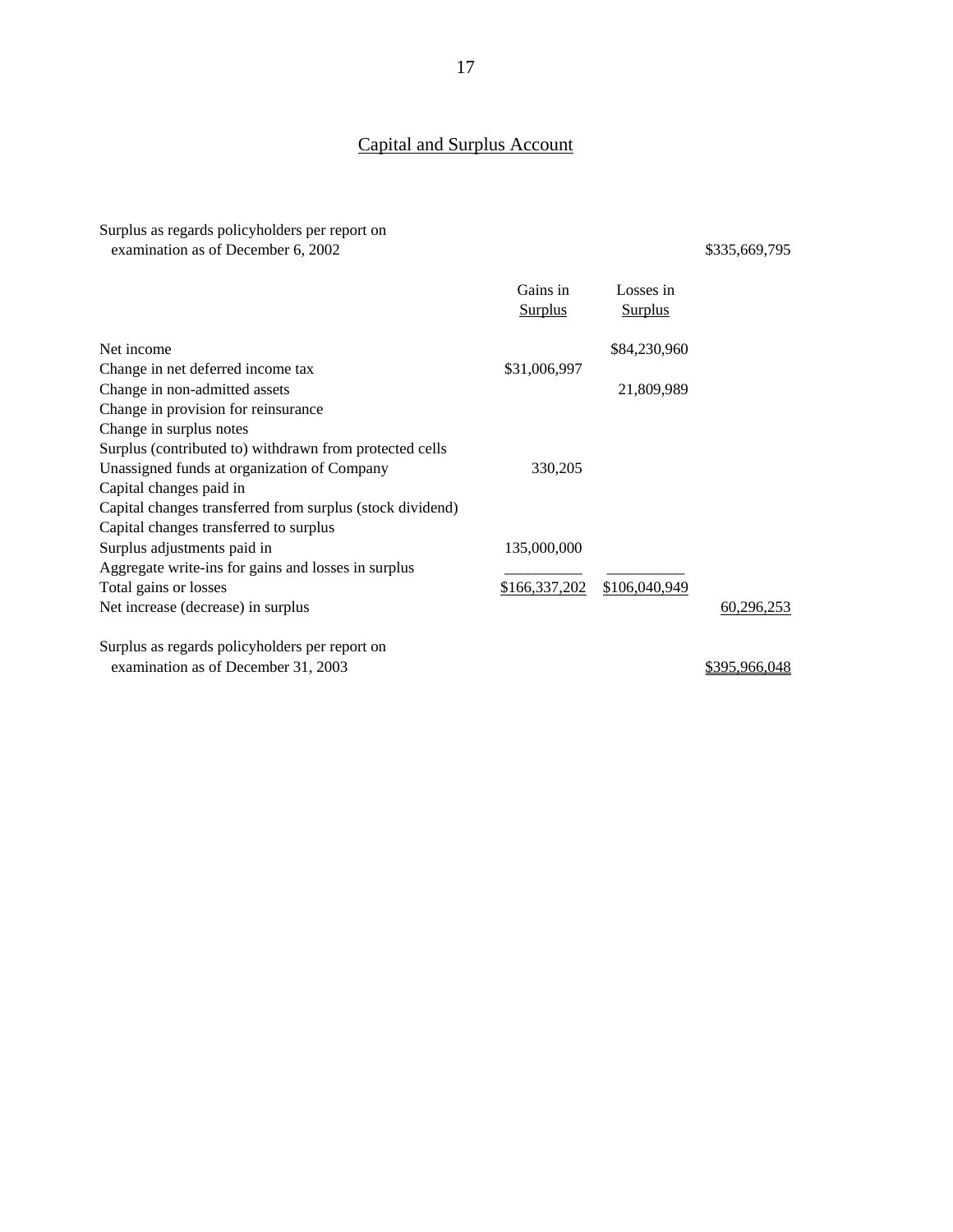## Capital and Surplus Account

| | Gains in Surplus | Losses in Surplus | |
|---|---|---|---|
| Surplus as regards policyholders per report on examination as of December 6, 2002 | | | $335,669,795 |
| Net income | | $84,230,960 | |
| Change in net deferred income tax | $31,006,997 | | |
| Change in non-admitted assets | | 21,809,989 | |
| Change in provision for reinsurance | | | |
| Change in surplus notes | | | |
| Surplus (contributed to) withdrawn from protected cells | | | |
| Unassigned funds at organization of Company | 330,205 | | |
| Capital changes paid in | | | |
| Capital changes transferred from surplus (stock dividend) | | | |
| Capital changes transferred to surplus | | | |
| Surplus adjustments paid in | 135,000,000 | | |
| Aggregate write-ins for gains and losses in surplus | | | |
| Total gains or losses | $166,337,202 | $106,040,949 | |
| Net increase (decrease) in surplus | | | 60,296,253 |
| Surplus as regards policyholders per report on examination as of December 31, 2003 | | | $395,966,048 |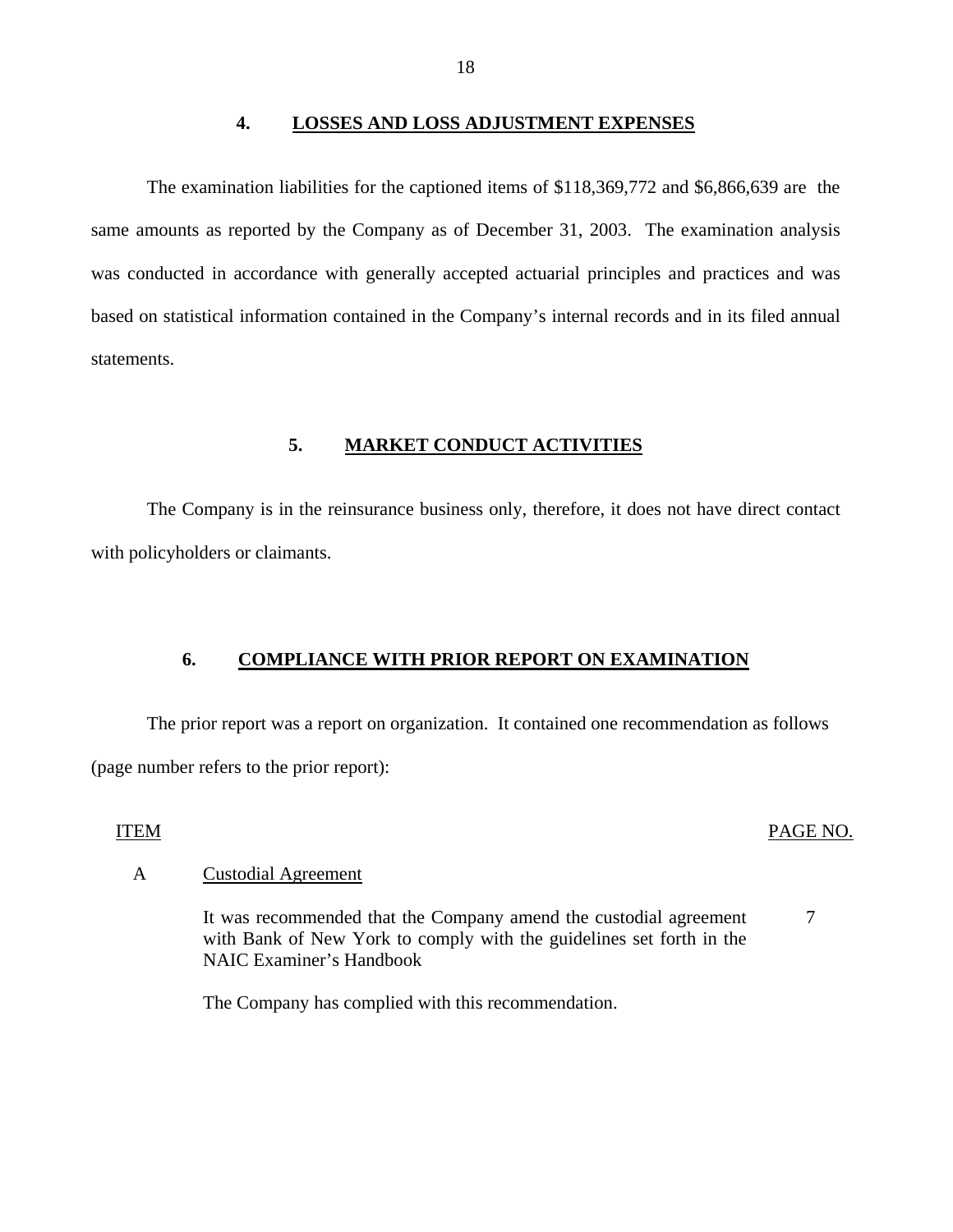## 4. LOSSES AND LOSS ADJUSTMENT EXPENSES

The examination liabilities for the captioned items of $118,369,772 and $6,866,639 are the same amounts as reported by the Company as of December 31, 2003. The examination analysis was conducted in accordance with generally accepted actuarial principles and practices and was based on statistical information contained in the Company's internal records and in its filed annual statements.

## 5. MARKET CONDUCT ACTIVITIES

The Company is in the reinsurance business only, therefore, it does not have direct contact with policyholders or claimants.

## 6. COMPLIANCE WITH PRIOR REPORT ON EXAMINATION

The prior report was a report on organization. It contained one recommendation as follows (page number refers to the prior report):

| ITEM | | PAGE NO. |
|---|---|---|
| A | Custodial Agreement | |
| | It was recommended that the Company amend the custodial agreement with Bank of New York to comply with the guidelines set forth in the NAIC Examiner's Handbook | 7 |
| | The Company has complied with this recommendation. | |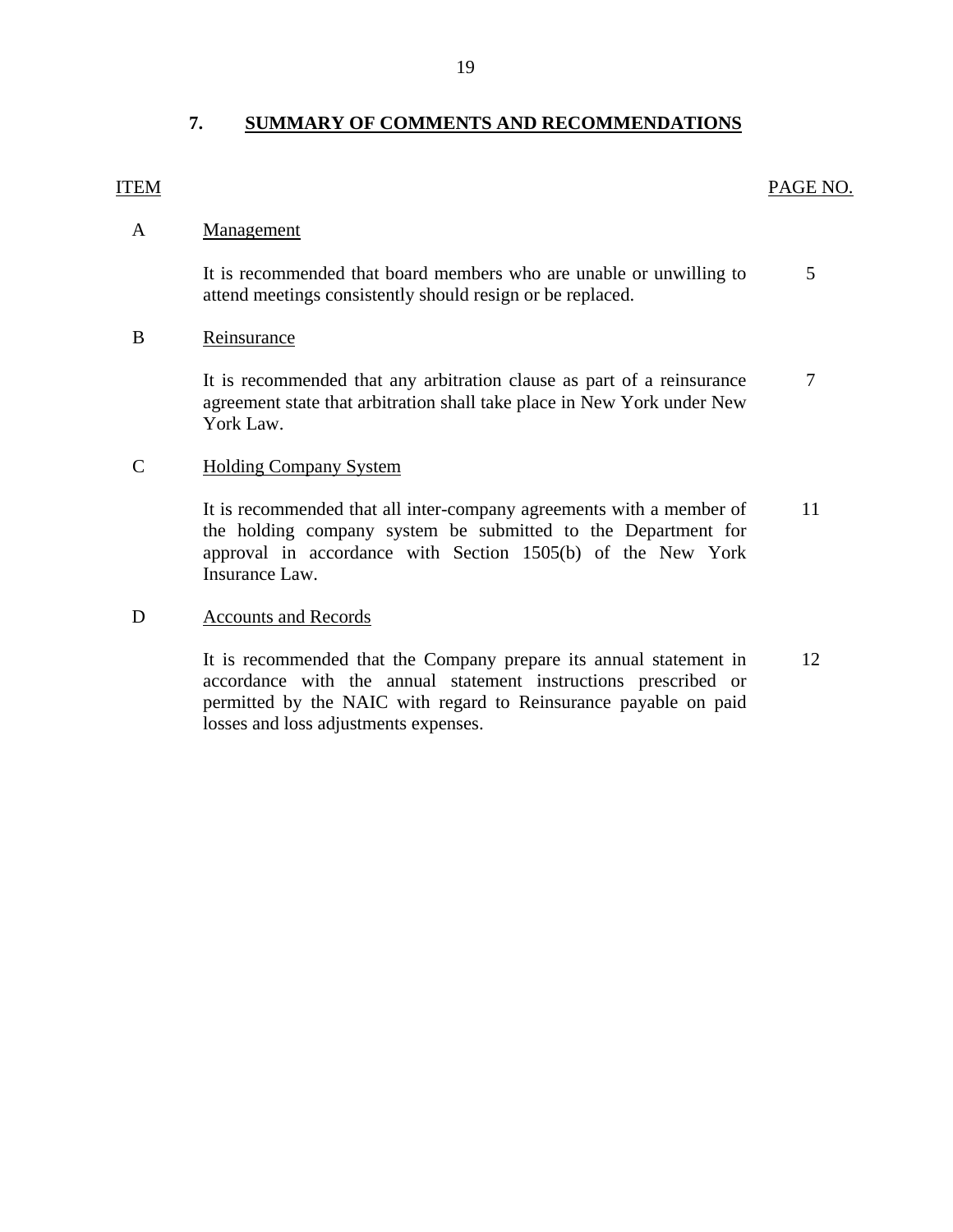## 7. SUMMARY OF COMMENTS AND RECOMMENDATIONS

| ITEM | | PAGE NO. |
|---|---|---|
| A | Management | |
| | It is recommended that board members who are unable or unwilling to attend meetings consistently should resign or be replaced. | 5 |
| B | Reinsurance | |
| | It is recommended that any arbitration clause as part of a reinsurance agreement state that arbitration shall take place in New York under New York Law. | 7 |
| C | Holding Company System | |
| | It is recommended that all inter-company agreements with a member of the holding company system be submitted to the Department for approval in accordance with Section 1505(b) of the New York Insurance Law. | 11 |
| D | Accounts and Records | |
| | It is recommended that the Company prepare its annual statement in accordance with the annual statement instructions prescribed or permitted by the NAIC with regard to Reinsurance payable on paid losses and loss adjustments expenses. | 12 |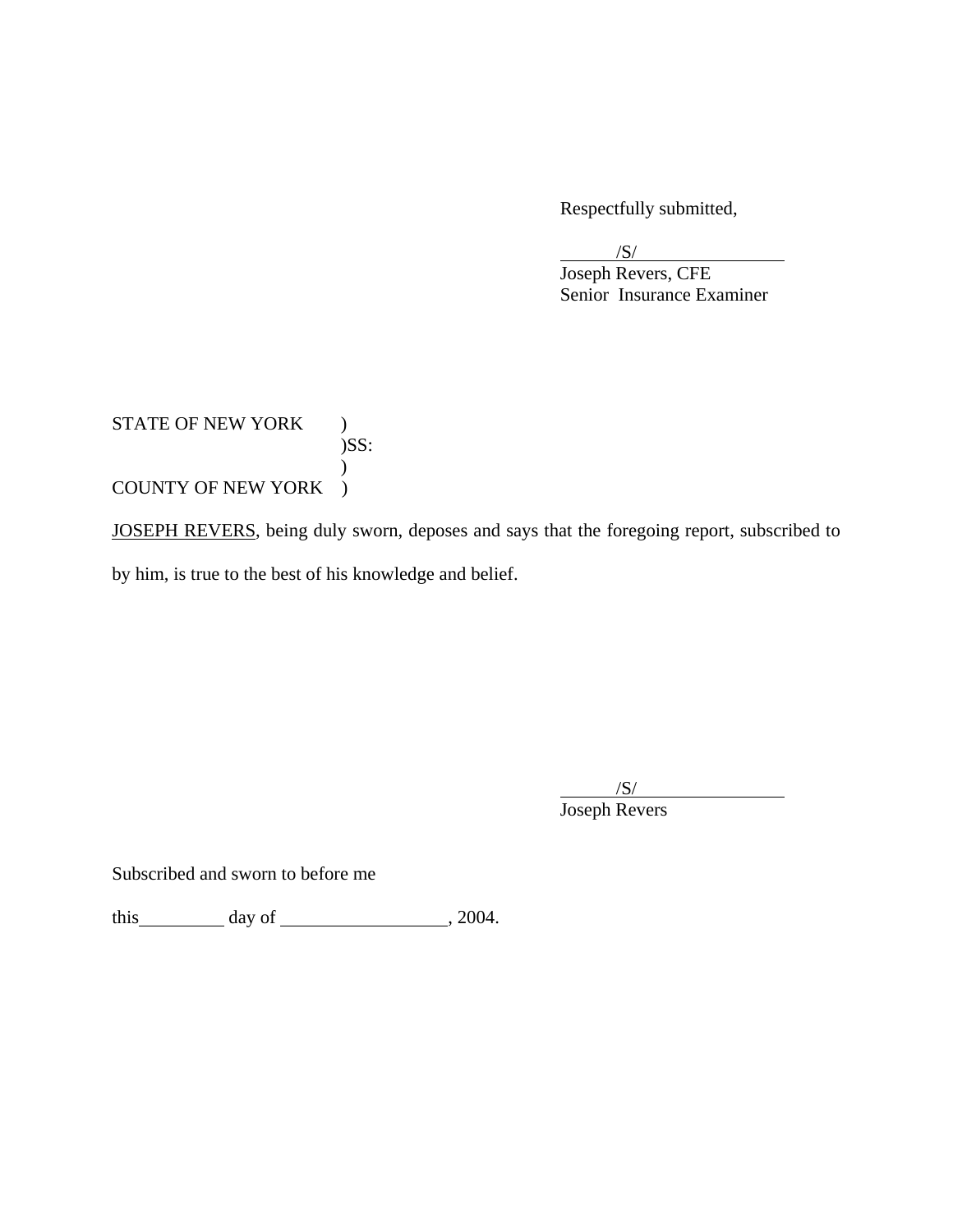Respectfully submitted,

/S/
Joseph Revers, CFE
Senior Insurance Examiner

STATE OF NEW YORK )
)SS:
)
COUNTY OF NEW YORK )

JOSEPH REVERS, being duly sworn, deposes and says that the foregoing report, subscribed to by him, is true to the best of his knowledge and belief.

/S/
Joseph Revers

Subscribed and sworn to before me

this\_\_\_\_\_\_\_\_\_ day of \_\_\_\_\_\_\_\_\_\_\_\_\_\_\_\_\_\_, 2004.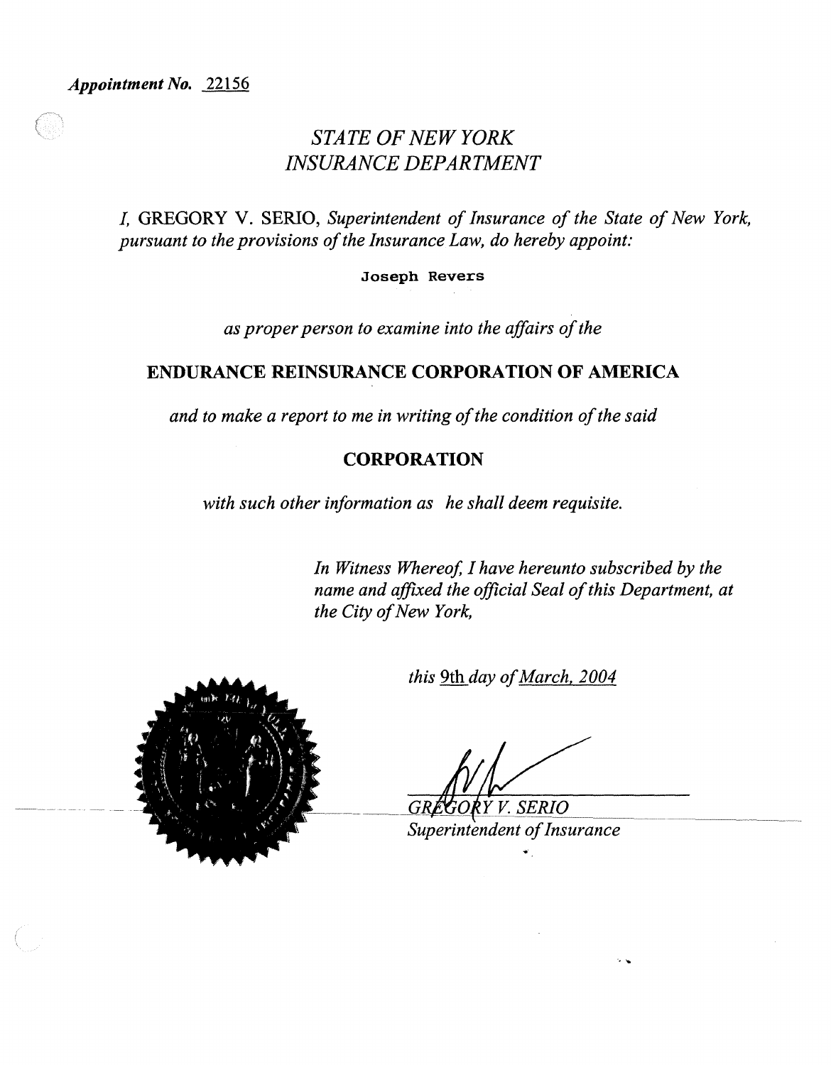*Appointment No.* 22156

# *STATE OF NEW YORK*
# *INSURANCE DEPARTMENT*

*I,* GREGORY V. SERIO, *Superintendent of Insurance of the State of New York, pursuant to the provisions of the Insurance Law, do hereby appoint:*

Joseph Revers

*as proper person to examine into the affairs of the*

**ENDURANCE REINSURANCE CORPORATION OF AMERICA**

*and to make a report to me in writing of the condition of the said*

**CORPORATION**

*with such other information as he shall deem requisite.*

*In Witness Whereof, I have hereunto subscribed by the name and affixed the official Seal of this Department, at the City of New York,*

*this* 9th *day of* March, 2004

*GREGORY V. SERIO*
*Superintendent of Insurance*